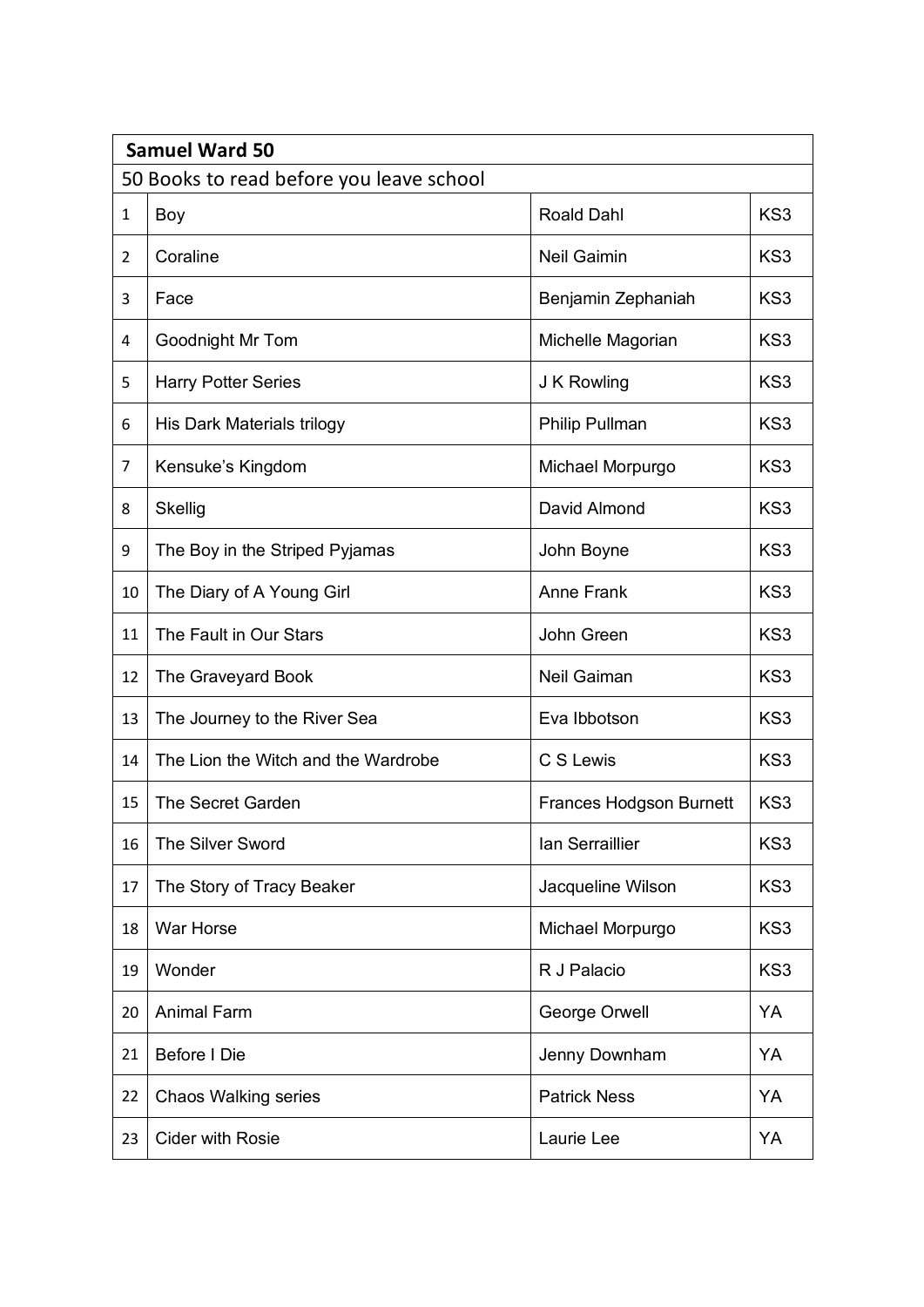| **Samuel Ward 50** | | | |
|---|---|---|---|
| 50 Books to read before you leave school | | | |
| 1 | Boy | Roald Dahl | KS3 |
| 2 | Coraline | Neil Gaimin | KS3 |
| 3 | Face | Benjamin Zephaniah | KS3 |
| 4 | Goodnight Mr Tom | Michelle Magorian | KS3 |
| 5 | Harry Potter Series | J K Rowling | KS3 |
| 6 | His Dark Materials trilogy | Philip Pullman | KS3 |
| 7 | Kensuke's Kingdom | Michael Morpurgo | KS3 |
| 8 | Skellig | David Almond | KS3 |
| 9 | The Boy in the Striped Pyjamas | John Boyne | KS3 |
| 10 | The Diary of A Young Girl | Anne Frank | KS3 |
| 11 | The Fault in Our Stars | John Green | KS3 |
| 12 | The Graveyard Book | Neil Gaiman | KS3 |
| 13 | The Journey to the River Sea | Eva Ibbotson | KS3 |
| 14 | The Lion the Witch and the Wardrobe | C S Lewis | KS3 |
| 15 | The Secret Garden | Frances Hodgson Burnett | KS3 |
| 16 | The Silver Sword | Ian Serraillier | KS3 |
| 17 | The Story of Tracy Beaker | Jacqueline Wilson | KS3 |
| 18 | War Horse | Michael Morpurgo | KS3 |
| 19 | Wonder | R J Palacio | KS3 |
| 20 | Animal Farm | George Orwell | YA |
| 21 | Before I Die | Jenny Downham | YA |
| 22 | Chaos Walking series | Patrick Ness | YA |
| 23 | Cider with Rosie | Laurie Lee | YA |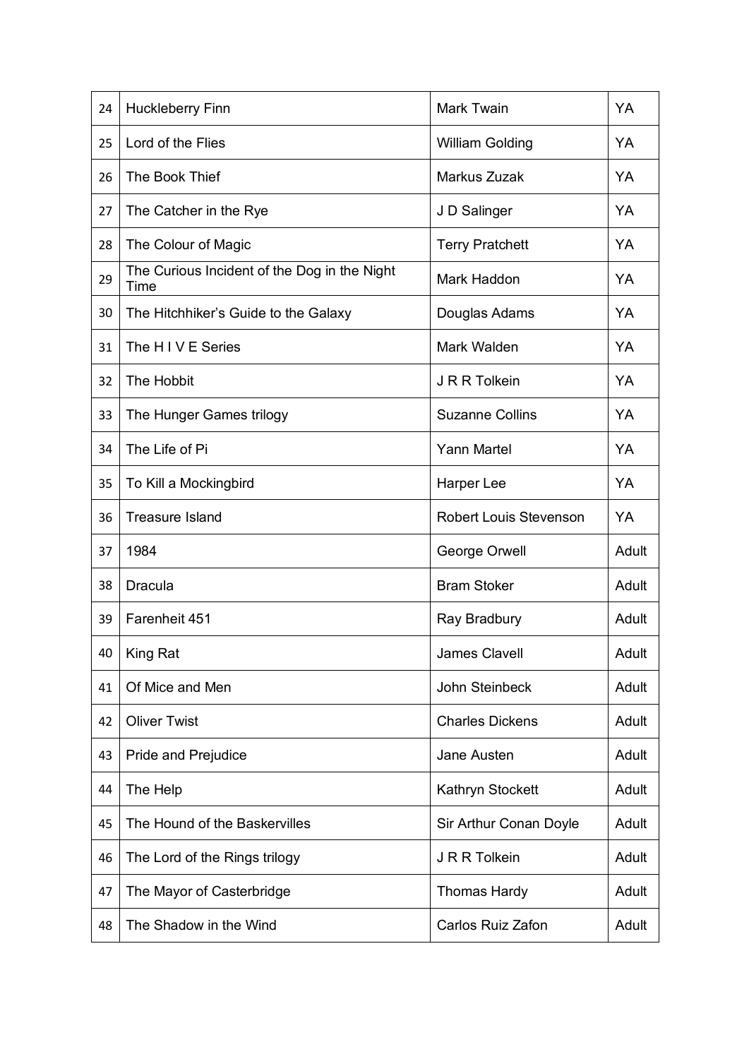| | | | |
|---|---|---|---|
| 24 | Huckleberry Finn | Mark Twain | YA |
| 25 | Lord of the Flies | William Golding | YA |
| 26 | The Book Thief | Markus Zuzak | YA |
| 27 | The Catcher in the Rye | J D Salinger | YA |
| 28 | The Colour of Magic | Terry Pratchett | YA |
| 29 | The Curious Incident of the Dog in the Night Time | Mark Haddon | YA |
| 30 | The Hitchhiker's Guide to the Galaxy | Douglas Adams | YA |
| 31 | The H I V E Series | Mark Walden | YA |
| 32 | The Hobbit | J R R Tolkein | YA |
| 33 | The Hunger Games trilogy | Suzanne Collins | YA |
| 34 | The Life of Pi | Yann Martel | YA |
| 35 | To Kill a Mockingbird | Harper Lee | YA |
| 36 | Treasure Island | Robert Louis Stevenson | YA |
| 37 | 1984 | George Orwell | Adult |
| 38 | Dracula | Bram Stoker | Adult |
| 39 | Farenheit 451 | Ray Bradbury | Adult |
| 40 | King Rat | James Clavell | Adult |
| 41 | Of Mice and Men | John Steinbeck | Adult |
| 42 | Oliver Twist | Charles Dickens | Adult |
| 43 | Pride and Prejudice | Jane Austen | Adult |
| 44 | The Help | Kathryn Stockett | Adult |
| 45 | The Hound of the Baskervilles | Sir Arthur Conan Doyle | Adult |
| 46 | The Lord of the Rings trilogy | J R R Tolkein | Adult |
| 47 | The Mayor of Casterbridge | Thomas Hardy | Adult |
| 48 | The Shadow in the Wind | Carlos Ruiz Zafon | Adult |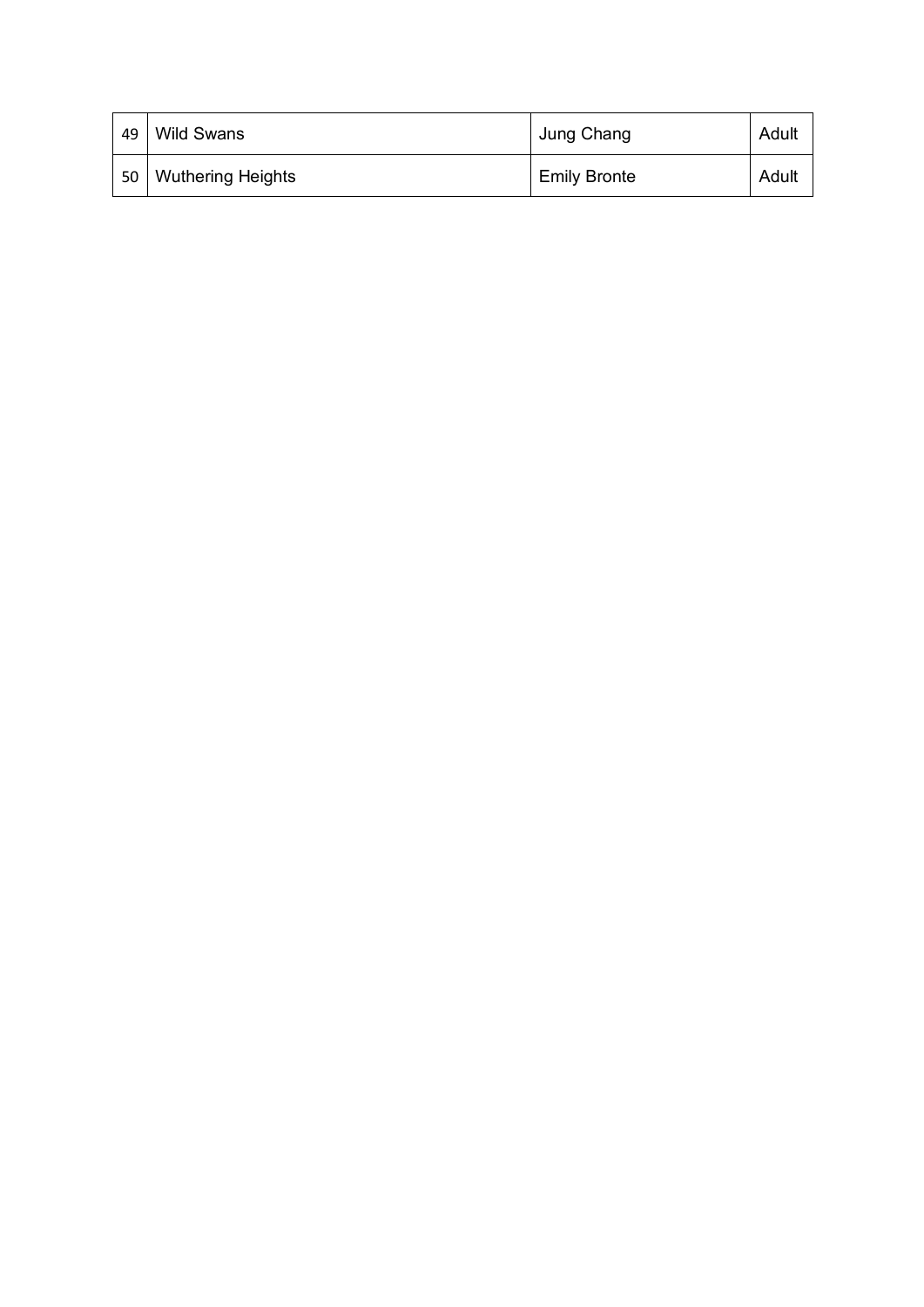| | | | |
|---|---|---|---|
| 49 | Wild Swans | Jung Chang | Adult |
| 50 | Wuthering Heights | Emily Bronte | Adult |